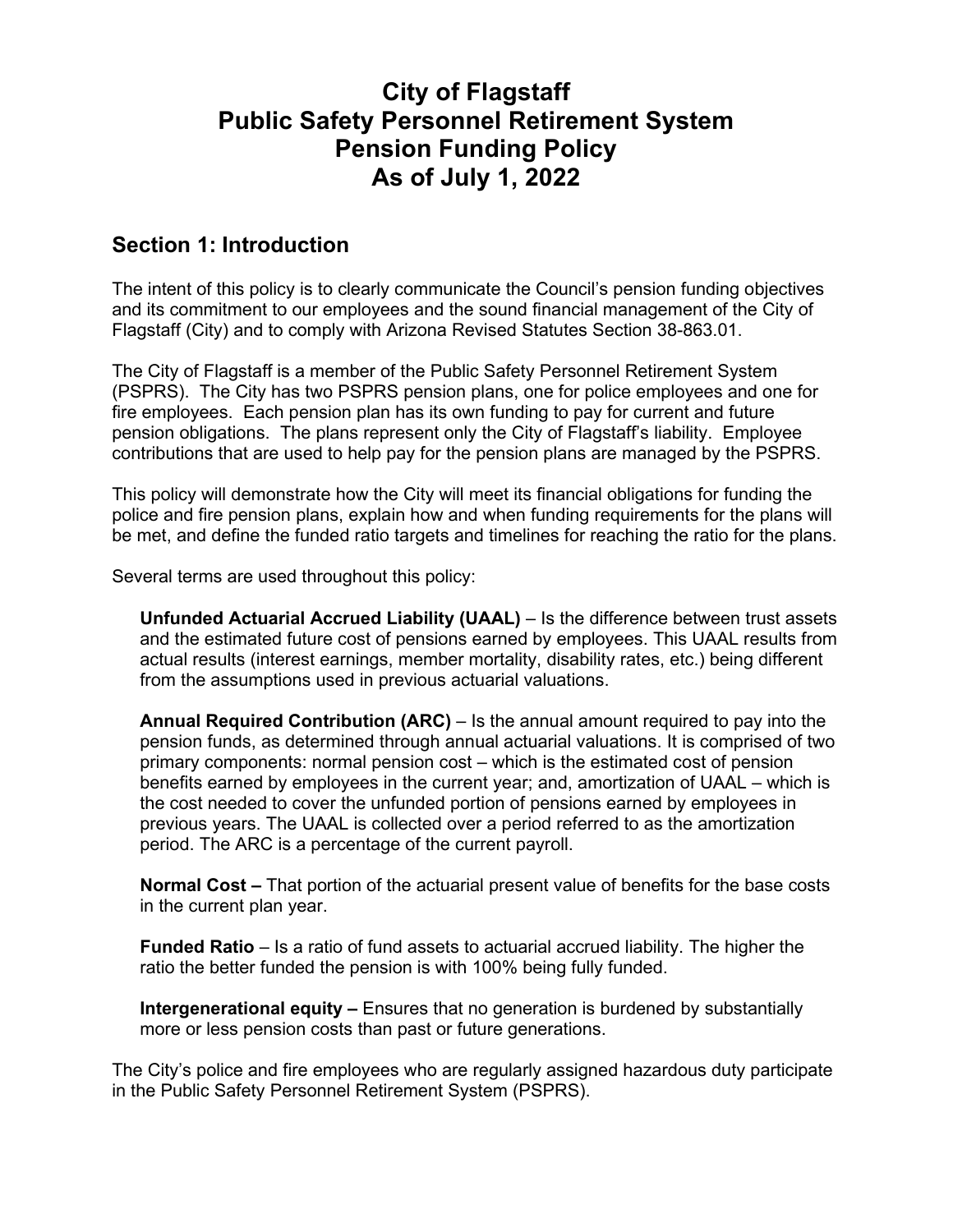# City of Flagstaff
# Public Safety Personnel Retirement System
# Pension Funding Policy
# As of July 1, 2022

## Section 1: Introduction

The intent of this policy is to clearly communicate the Council's pension funding objectives and its commitment to our employees and the sound financial management of the City of Flagstaff (City) and to comply with Arizona Revised Statutes Section 38-863.01.

The City of Flagstaff is a member of the Public Safety Personnel Retirement System (PSPRS). The City has two PSPRS pension plans, one for police employees and one for fire employees. Each pension plan has its own funding to pay for current and future pension obligations. The plans represent only the City of Flagstaff's liability. Employee contributions that are used to help pay for the pension plans are managed by the PSPRS.

This policy will demonstrate how the City will meet its financial obligations for funding the police and fire pension plans, explain how and when funding requirements for the plans will be met, and define the funded ratio targets and timelines for reaching the ratio for the plans.

Several terms are used throughout this policy:

**Unfunded Actuarial Accrued Liability (UAAL)** – Is the difference between trust assets and the estimated future cost of pensions earned by employees. This UAAL results from actual results (interest earnings, member mortality, disability rates, etc.) being different from the assumptions used in previous actuarial valuations.

**Annual Required Contribution (ARC)** – Is the annual amount required to pay into the pension funds, as determined through annual actuarial valuations. It is comprised of two primary components: normal pension cost – which is the estimated cost of pension benefits earned by employees in the current year; and, amortization of UAAL – which is the cost needed to cover the unfunded portion of pensions earned by employees in previous years. The UAAL is collected over a period referred to as the amortization period. The ARC is a percentage of the current payroll.

**Normal Cost –** That portion of the actuarial present value of benefits for the base costs in the current plan year.

**Funded Ratio** – Is a ratio of fund assets to actuarial accrued liability. The higher the ratio the better funded the pension is with 100% being fully funded.

**Intergenerational equity –** Ensures that no generation is burdened by substantially more or less pension costs than past or future generations.

The City's police and fire employees who are regularly assigned hazardous duty participate in the Public Safety Personnel Retirement System (PSPRS).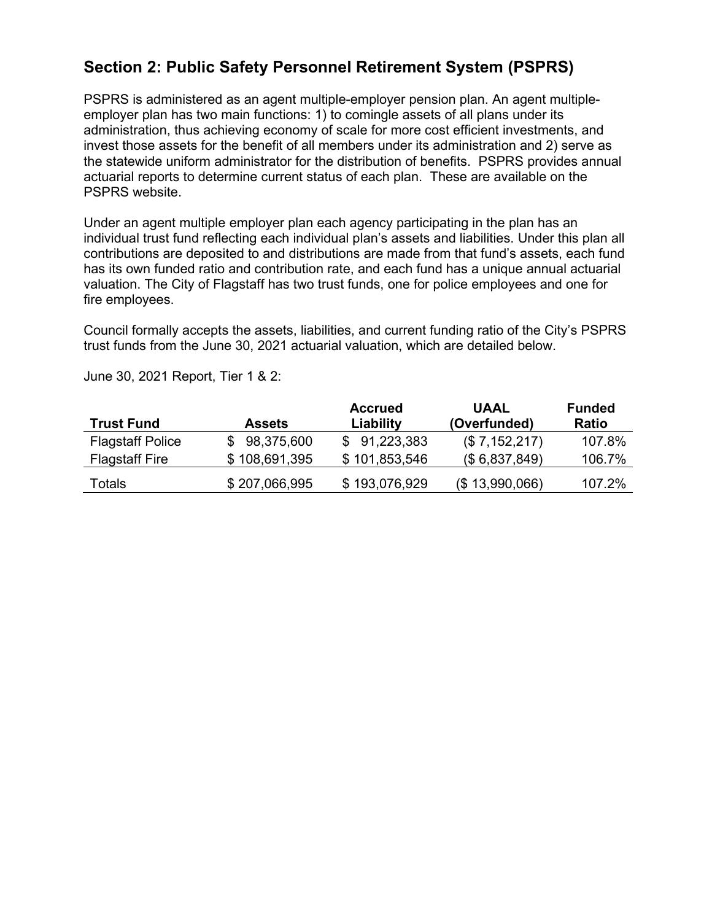## Section 2: Public Safety Personnel Retirement System (PSPRS)

PSPRS is administered as an agent multiple-employer pension plan. An agent multiple-employer plan has two main functions: 1) to comingle assets of all plans under its administration, thus achieving economy of scale for more cost efficient investments, and invest those assets for the benefit of all members under its administration and 2) serve as the statewide uniform administrator for the distribution of benefits. PSPRS provides annual actuarial reports to determine current status of each plan. These are available on the PSPRS website.

Under an agent multiple employer plan each agency participating in the plan has an individual trust fund reflecting each individual plan's assets and liabilities. Under this plan all contributions are deposited to and distributions are made from that fund's assets, each fund has its own funded ratio and contribution rate, and each fund has a unique annual actuarial valuation. The City of Flagstaff has two trust funds, one for police employees and one for fire employees.

Council formally accepts the assets, liabilities, and current funding ratio of the City's PSPRS trust funds from the June 30, 2021 actuarial valuation, which are detailed below.

June 30, 2021 Report, Tier 1 & 2:

| Trust Fund | Assets | Accrued Liability | UAAL (Overfunded) | Funded Ratio |
|---|---|---|---|---|
| Flagstaff Police | $ 98,375,600 | $ 91,223,383 | ($ 7,152,217) | 107.8% |
| Flagstaff Fire | $ 108,691,395 | $ 101,853,546 | ($ 6,837,849) | 106.7% |
| Totals | $ 207,066,995 | $ 193,076,929 | ($ 13,990,066) | 107.2% |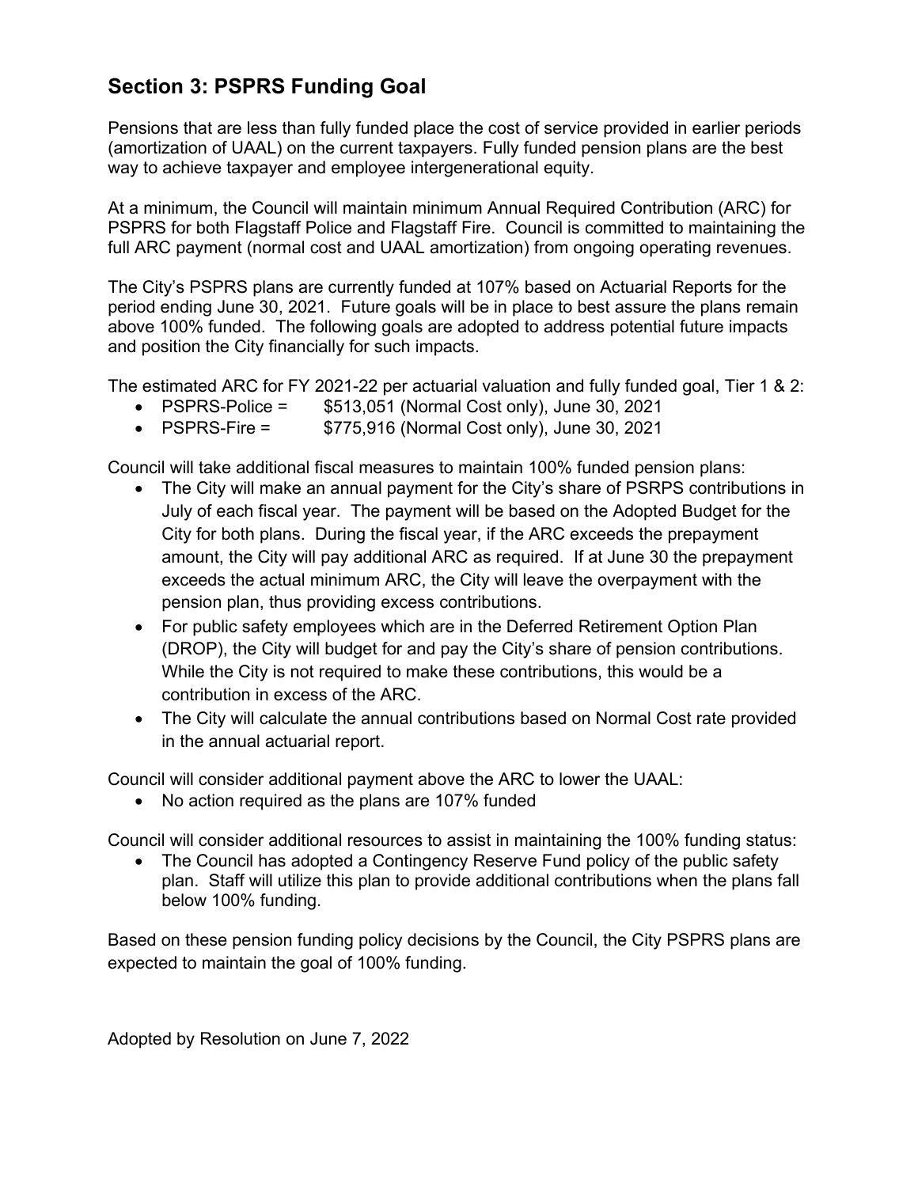## Section 3: PSPRS Funding Goal

Pensions that are less than fully funded place the cost of service provided in earlier periods (amortization of UAAL) on the current taxpayers. Fully funded pension plans are the best way to achieve taxpayer and employee intergenerational equity.

At a minimum, the Council will maintain minimum Annual Required Contribution (ARC) for PSPRS for both Flagstaff Police and Flagstaff Fire. Council is committed to maintaining the full ARC payment (normal cost and UAAL amortization) from ongoing operating revenues.

The City's PSPRS plans are currently funded at 107% based on Actuarial Reports for the period ending June 30, 2021. Future goals will be in place to best assure the plans remain above 100% funded. The following goals are adopted to address potential future impacts and position the City financially for such impacts.

The estimated ARC for FY 2021-22 per actuarial valuation and fully funded goal, Tier 1 & 2:

- PSPRS-Police = $513,051 (Normal Cost only), June 30, 2021
- PSPRS-Fire = $775,916 (Normal Cost only), June 30, 2021

Council will take additional fiscal measures to maintain 100% funded pension plans:

- The City will make an annual payment for the City's share of PSRPS contributions in July of each fiscal year. The payment will be based on the Adopted Budget for the City for both plans. During the fiscal year, if the ARC exceeds the prepayment amount, the City will pay additional ARC as required. If at June 30 the prepayment exceeds the actual minimum ARC, the City will leave the overpayment with the pension plan, thus providing excess contributions.
- For public safety employees which are in the Deferred Retirement Option Plan (DROP), the City will budget for and pay the City's share of pension contributions. While the City is not required to make these contributions, this would be a contribution in excess of the ARC.
- The City will calculate the annual contributions based on Normal Cost rate provided in the annual actuarial report.

Council will consider additional payment above the ARC to lower the UAAL:

- No action required as the plans are 107% funded

Council will consider additional resources to assist in maintaining the 100% funding status:

- The Council has adopted a Contingency Reserve Fund policy of the public safety plan. Staff will utilize this plan to provide additional contributions when the plans fall below 100% funding.

Based on these pension funding policy decisions by the Council, the City PSPRS plans are expected to maintain the goal of 100% funding.

Adopted by Resolution on June 7, 2022